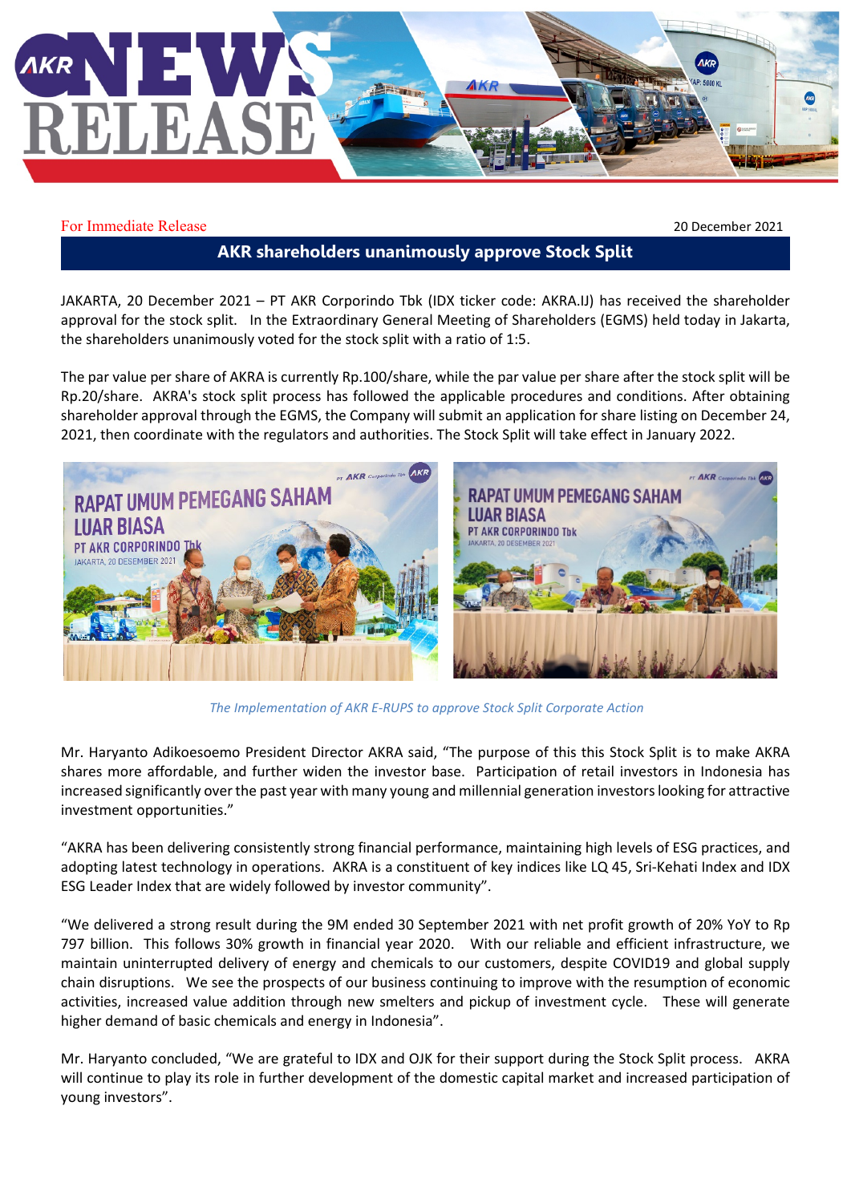For Immediate Release

20 December 2021

# AKR shareholders unanimously approve Stock Split

JAKARTA, 20 December 2021 – PT AKR Corporindo Tbk (IDX ticker code: AKRA.IJ) has received the shareholder approval for the stock split. In the Extraordinary General Meeting of Shareholders (EGMS) held today in Jakarta, the shareholders unanimously voted for the stock split with a ratio of 1:5.

The par value per share of AKRA is currently Rp.100/share, while the par value per share after the stock split will be Rp.20/share. AKRA's stock split process has followed the applicable procedures and conditions. After obtaining shareholder approval through the EGMS, the Company will submit an application for share listing on December 24, 2021, then coordinate with the regulators and authorities. The Stock Split will take effect in January 2022.

*The Implementation of AKR E-RUPS to approve Stock Split Corporate Action*

Mr. Haryanto Adikoesoemo President Director AKRA said, "The purpose of this this Stock Split is to make AKRA shares more affordable, and further widen the investor base. Participation of retail investors in Indonesia has increased significantly over the past year with many young and millennial generation investors looking for attractive investment opportunities."

"AKRA has been delivering consistently strong financial performance, maintaining high levels of ESG practices, and adopting latest technology in operations. AKRA is a constituent of key indices like LQ 45, Sri-Kehati Index and IDX ESG Leader Index that are widely followed by investor community".

"We delivered a strong result during the 9M ended 30 September 2021 with net profit growth of 20% YoY to Rp 797 billion. This follows 30% growth in financial year 2020. With our reliable and efficient infrastructure, we maintain uninterrupted delivery of energy and chemicals to our customers, despite COVID19 and global supply chain disruptions. We see the prospects of our business continuing to improve with the resumption of economic activities, increased value addition through new smelters and pickup of investment cycle. These will generate higher demand of basic chemicals and energy in Indonesia".

Mr. Haryanto concluded, "We are grateful to IDX and OJK for their support during the Stock Split process. AKRA will continue to play its role in further development of the domestic capital market and increased participation of young investors".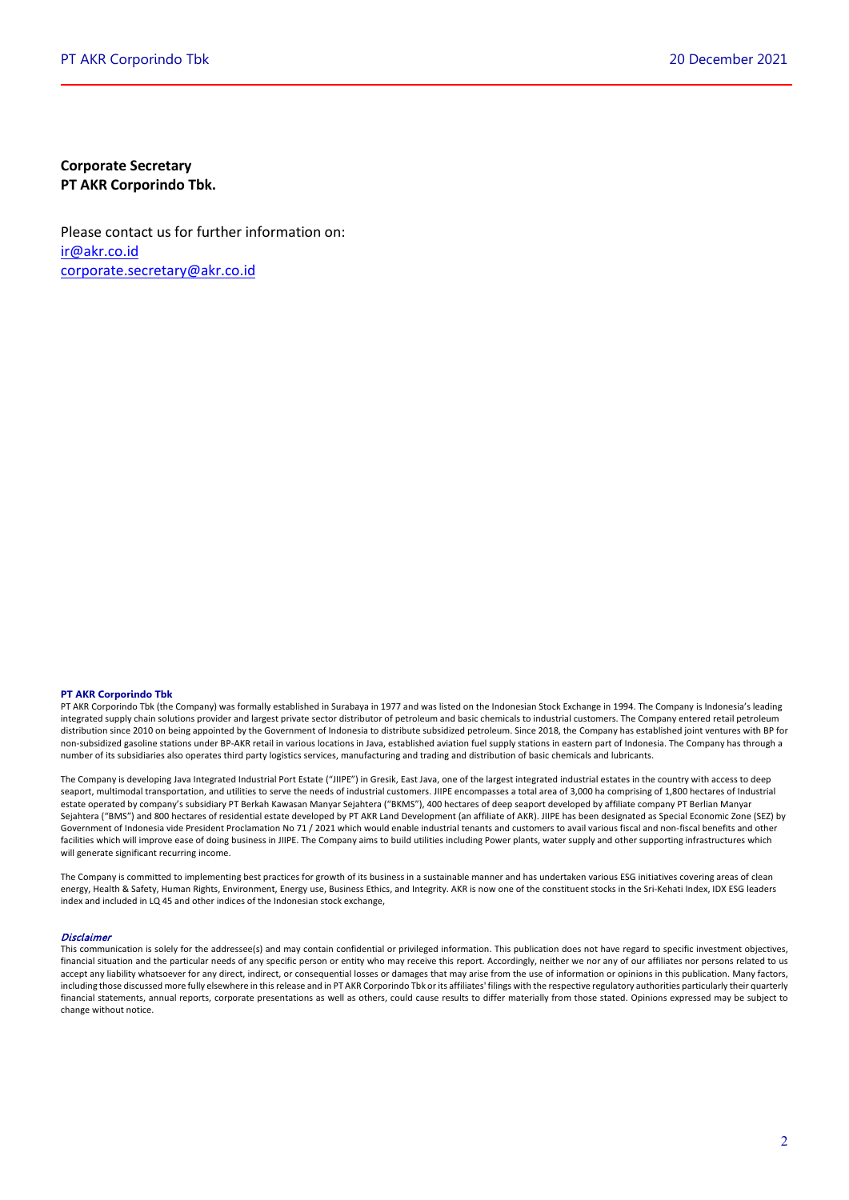**Corporate Secretary**
**PT AKR Corporindo Tbk.**

Please contact us for further information on:
ir@akr.co.id
corporate.secretary@akr.co.id

**PT AKR Corporindo Tbk**

PT AKR Corporindo Tbk (the Company) was formally established in Surabaya in 1977 and was listed on the Indonesian Stock Exchange in 1994. The Company is Indonesia's leading integrated supply chain solutions provider and largest private sector distributor of petroleum and basic chemicals to industrial customers. The Company entered retail petroleum distribution since 2010 on being appointed by the Government of Indonesia to distribute subsidized petroleum. Since 2018, the Company has established joint ventures with BP for non-subsidized gasoline stations under BP-AKR retail in various locations in Java, established aviation fuel supply stations in eastern part of Indonesia. The Company has through a number of its subsidiaries also operates third party logistics services, manufacturing and trading and distribution of basic chemicals and lubricants.

The Company is developing Java Integrated Industrial Port Estate ("JIIPE") in Gresik, East Java, one of the largest integrated industrial estates in the country with access to deep seaport, multimodal transportation, and utilities to serve the needs of industrial customers. JIIPE encompasses a total area of 3,000 ha comprising of 1,800 hectares of Industrial estate operated by company's subsidiary PT Berkah Kawasan Manyar Sejahtera ("BKMS"), 400 hectares of deep seaport developed by affiliate company PT Berlian Manyar Sejahtera ("BMS") and 800 hectares of residential estate developed by PT AKR Land Development (an affiliate of AKR). JIIPE has been designated as Special Economic Zone (SEZ) by Government of Indonesia vide President Proclamation No 71 / 2021 which would enable industrial tenants and customers to avail various fiscal and non-fiscal benefits and other facilities which will improve ease of doing business in JIIPE. The Company aims to build utilities including Power plants, water supply and other supporting infrastructures which will generate significant recurring income.

The Company is committed to implementing best practices for growth of its business in a sustainable manner and has undertaken various ESG initiatives covering areas of clean energy, Health & Safety, Human Rights, Environment, Energy use, Business Ethics, and Integrity. AKR is now one of the constituent stocks in the Sri-Kehati Index, IDX ESG leaders index and included in LQ 45 and other indices of the Indonesian stock exchange,

***Disclaimer***

This communication is solely for the addressee(s) and may contain confidential or privileged information. This publication does not have regard to specific investment objectives, financial situation and the particular needs of any specific person or entity who may receive this report. Accordingly, neither we nor any of our affiliates nor persons related to us accept any liability whatsoever for any direct, indirect, or consequential losses or damages that may arise from the use of information or opinions in this publication. Many factors, including those discussed more fully elsewhere in this release and in PT AKR Corporindo Tbk or its affiliates' filings with the respective regulatory authorities particularly their quarterly financial statements, annual reports, corporate presentations as well as others, could cause results to differ materially from those stated. Opinions expressed may be subject to change without notice.